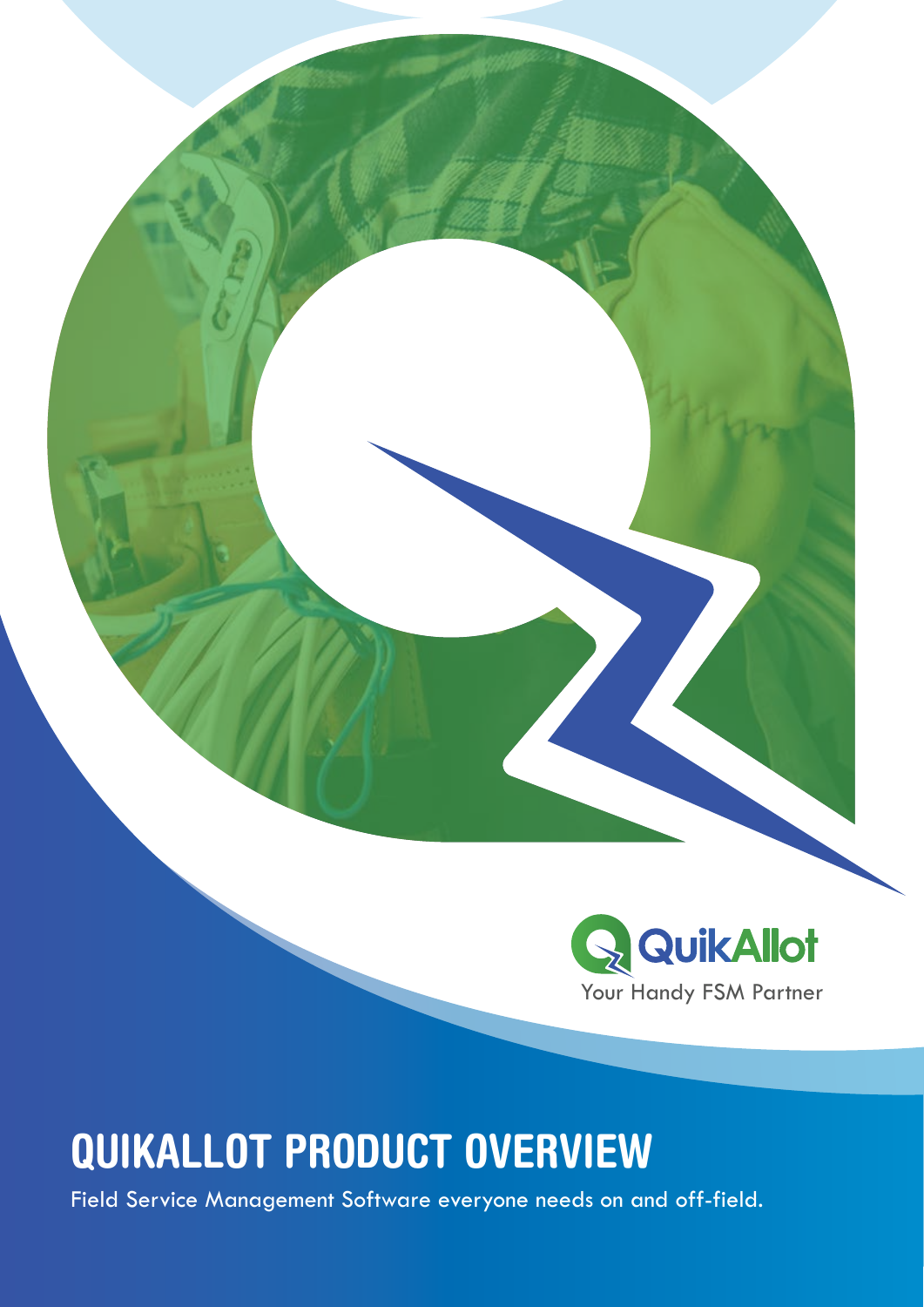QuikAllot

Your Handy FSM Partner

# QUIKALLOT PRODUCT OVERVIEW

Field Service Management Software everyone needs on and off-field.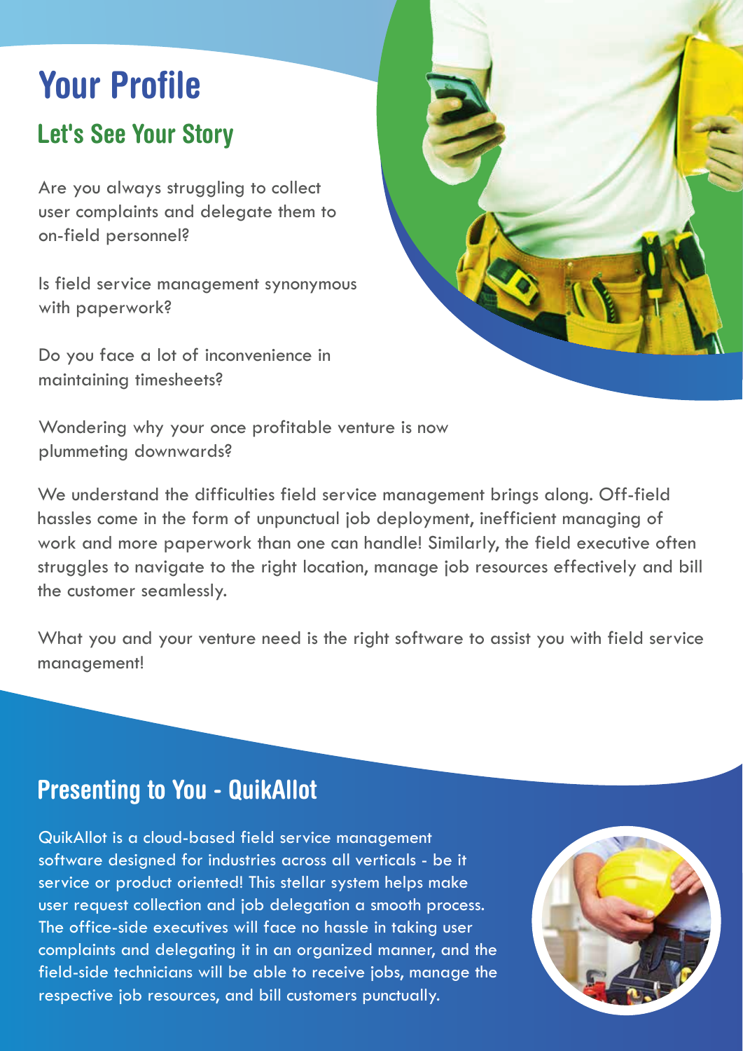# Your Profile

## Let's See Your Story

Are you always struggling to collect user complaints and delegate them to on-field personnel?

Is field service management synonymous with paperwork?

Do you face a lot of inconvenience in maintaining timesheets?

Wondering why your once profitable venture is now plummeting downwards?

We understand the difficulties field service management brings along. Off-field hassles come in the form of unpunctual job deployment, inefficient managing of work and more paperwork than one can handle! Similarly, the field executive often struggles to navigate to the right location, manage job resources effectively and bill the customer seamlessly.

What you and your venture need is the right software to assist you with field service management!

## Presenting to You - QuikAllot

QuikAllot is a cloud-based field service management software designed for industries across all verticals - be it service or product oriented! This stellar system helps make user request collection and job delegation a smooth process. The office-side executives will face no hassle in taking user complaints and delegating it in an organized manner, and the field-side technicians will be able to receive jobs, manage the respective job resources, and bill customers punctually.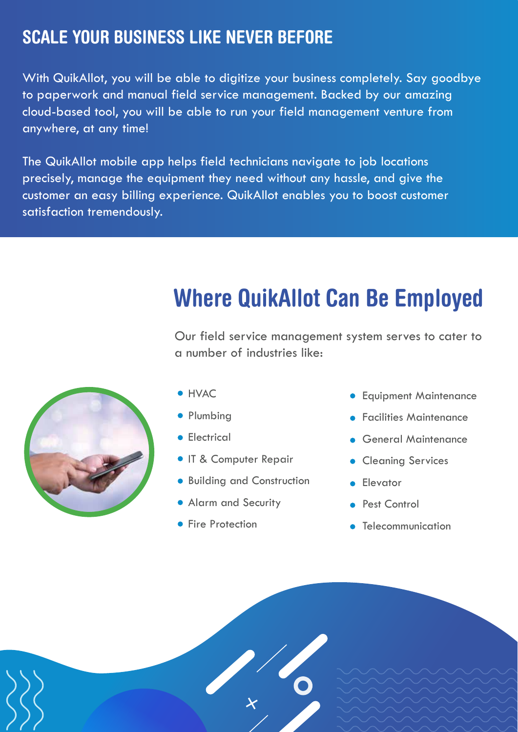## SCALE YOUR BUSINESS LIKE NEVER BEFORE

With QuikAllot, you will be able to digitize your business completely. Say goodbye to paperwork and manual field service management. Backed by our amazing cloud-based tool, you will be able to run your field management venture from anywhere, at any time!

The QuikAllot mobile app helps field technicians navigate to job locations precisely, manage the equipment they need without any hassle, and give the customer an easy billing experience. QuikAllot enables you to boost customer satisfaction tremendously.

## Where QuikAllot Can Be Employed

Our field service management system serves to cater to a number of industries like:

- HVAC
- Plumbing
- Electrical
- IT & Computer Repair
- Building and Construction
- Alarm and Security
- Fire Protection
- Equipment Maintenance
- Facilities Maintenance
- General Maintenance
- Cleaning Services
- Elevator
- Pest Control
- Telecommunication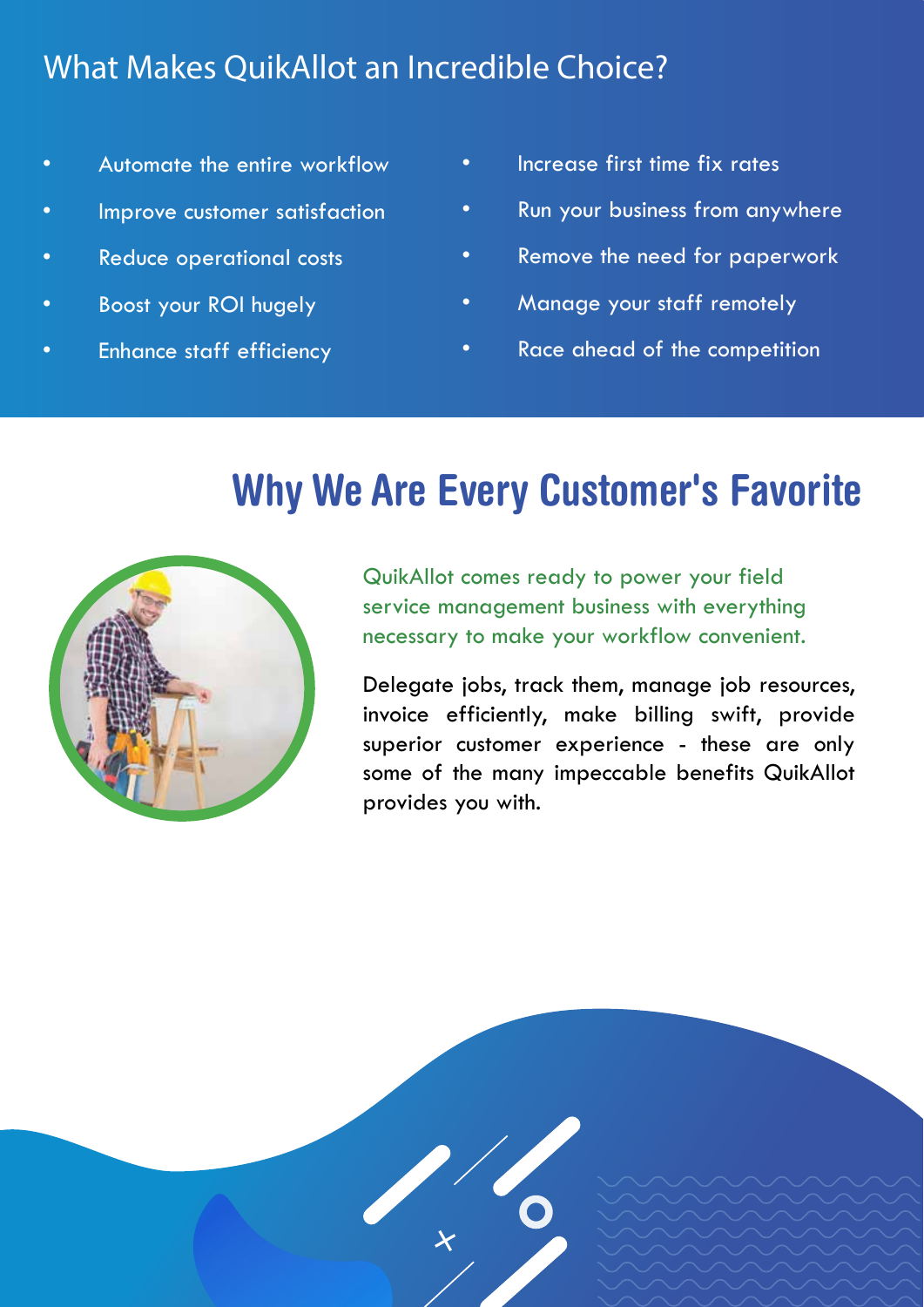## What Makes QuikAllot an Incredible Choice?

- Automate the entire workflow
- Improve customer satisfaction
- Reduce operational costs
- Boost your ROI hugely
- Enhance staff efficiency
- Increase first time fix rates
- Run your business from anywhere
- Remove the need for paperwork
- Manage your staff remotely
- Race ahead of the competition

# Why We Are Every Customer's Favorite

QuikAllot comes ready to power your field service management business with everything necessary to make your workflow convenient.

Delegate jobs, track them, manage job resources, invoice efficiently, make billing swift, provide superior customer experience - these are only some of the many impeccable benefits QuikAllot provides you with.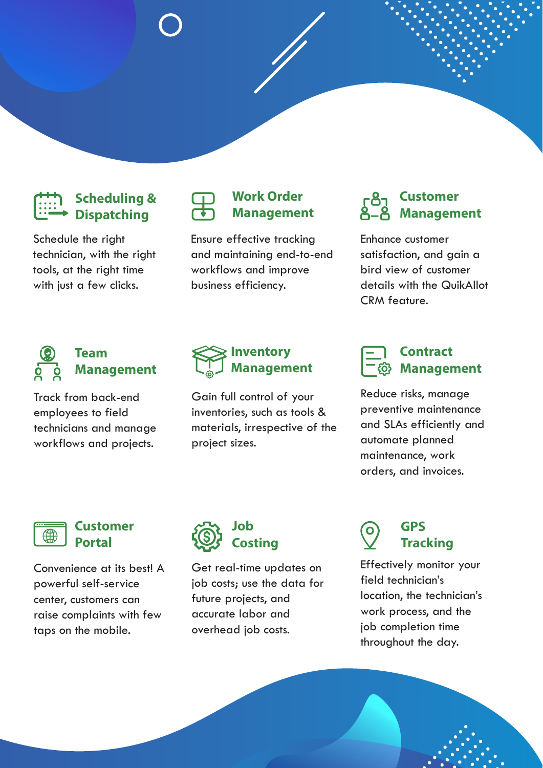### Scheduling & Dispatching

Schedule the right technician, with the right tools, at the right time with just a few clicks.

### Work Order Management

Ensure effective tracking and maintaining end-to-end workflows and improve business efficiency.

### Customer Management

Enhance customer satisfaction, and gain a bird view of customer details with the QuikAllot CRM feature.

### Team Management

Track from back-end employees to field technicians and manage workflows and projects.

### Inventory Management

Gain full control of your inventories, such as tools & materials, irrespective of the project sizes.

### Contract Management

Reduce risks, manage preventive maintenance and SLAs efficiently and automate planned maintenance, work orders, and invoices.

### Customer Portal

Convenience at its best! A powerful self-service center, customers can raise complaints with few taps on the mobile.

### Job Costing

Get real-time updates on job costs; use the data for future projects, and accurate labor and overhead job costs.

### GPS Tracking

Effectively monitor your field technician's location, the technician's work process, and the job completion time throughout the day.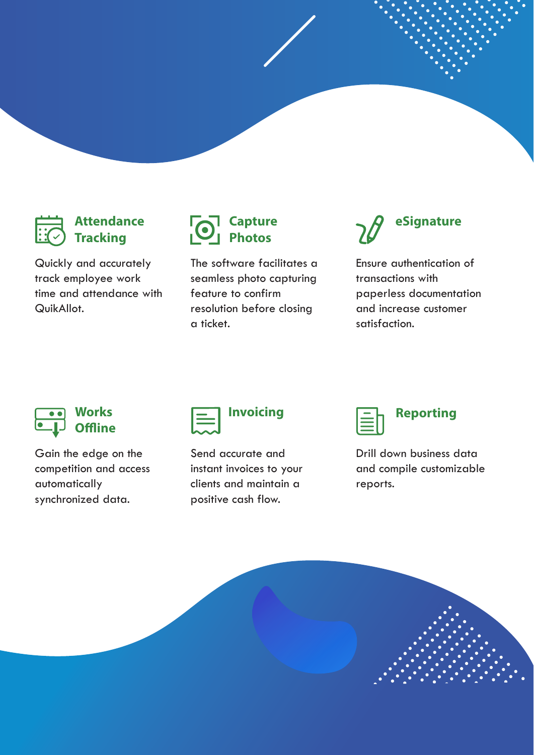### Attendance Tracking

Quickly and accurately track employee work time and attendance with QuikAllot.

### Capture Photos

The software facilitates a seamless photo capturing feature to confirm resolution before closing a ticket.

### eSignature

Ensure authentication of transactions with paperless documentation and increase customer satisfaction.

### Works Offline

Gain the edge on the competition and access automatically synchronized data.

### Invoicing

Send accurate and instant invoices to your clients and maintain a positive cash flow.

### Reporting

Drill down business data and compile customizable reports.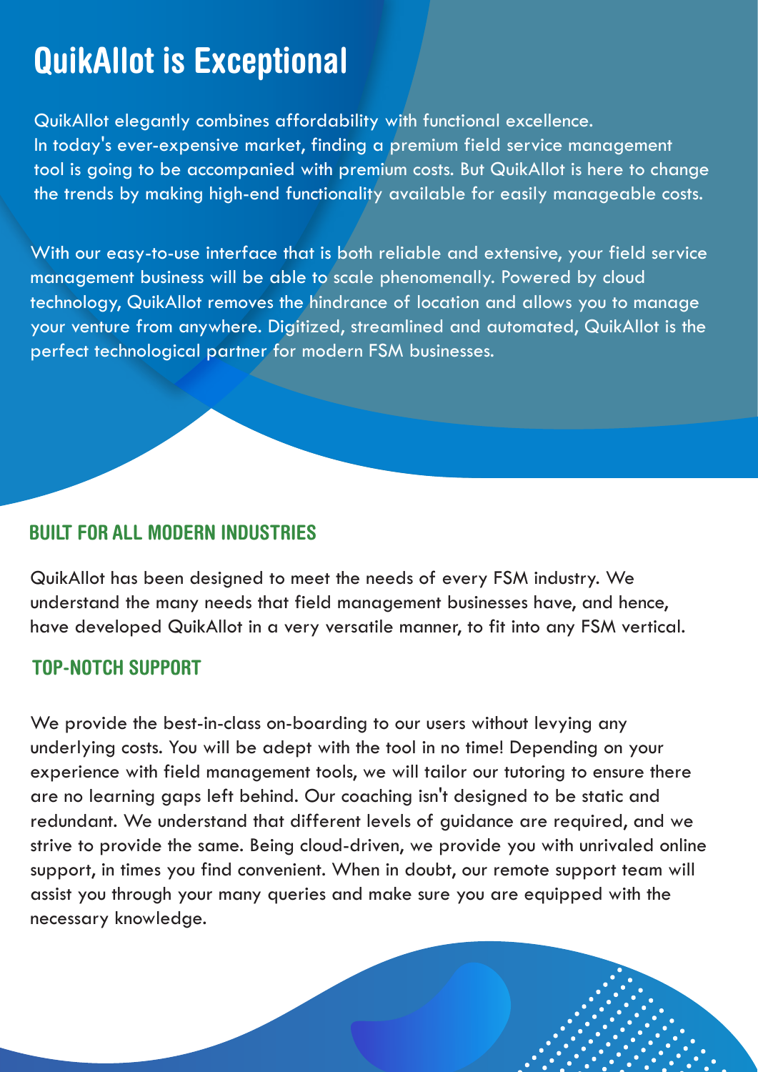# QuikAllot is Exceptional

QuikAllot elegantly combines affordability with functional excellence. In today's ever-expensive market, finding a premium field service management tool is going to be accompanied with premium costs. But QuikAllot is here to change the trends by making high-end functionality available for easily manageable costs.

With our easy-to-use interface that is both reliable and extensive, your field service management business will be able to scale phenomenally. Powered by cloud technology, QuikAllot removes the hindrance of location and allows you to manage your venture from anywhere. Digitized, streamlined and automated, QuikAllot is the perfect technological partner for modern FSM businesses.

## BUILT FOR ALL MODERN INDUSTRIES

QuikAllot has been designed to meet the needs of every FSM industry. We understand the many needs that field management businesses have, and hence, have developed QuikAllot in a very versatile manner, to fit into any FSM vertical.

## TOP-NOTCH SUPPORT

We provide the best-in-class on-boarding to our users without levying any underlying costs. You will be adept with the tool in no time! Depending on your experience with field management tools, we will tailor our tutoring to ensure there are no learning gaps left behind. Our coaching isn't designed to be static and redundant. We understand that different levels of guidance are required, and we strive to provide the same. Being cloud-driven, we provide you with unrivaled online support, in times you find convenient. When in doubt, our remote support team will assist you through your many queries and make sure you are equipped with the necessary knowledge.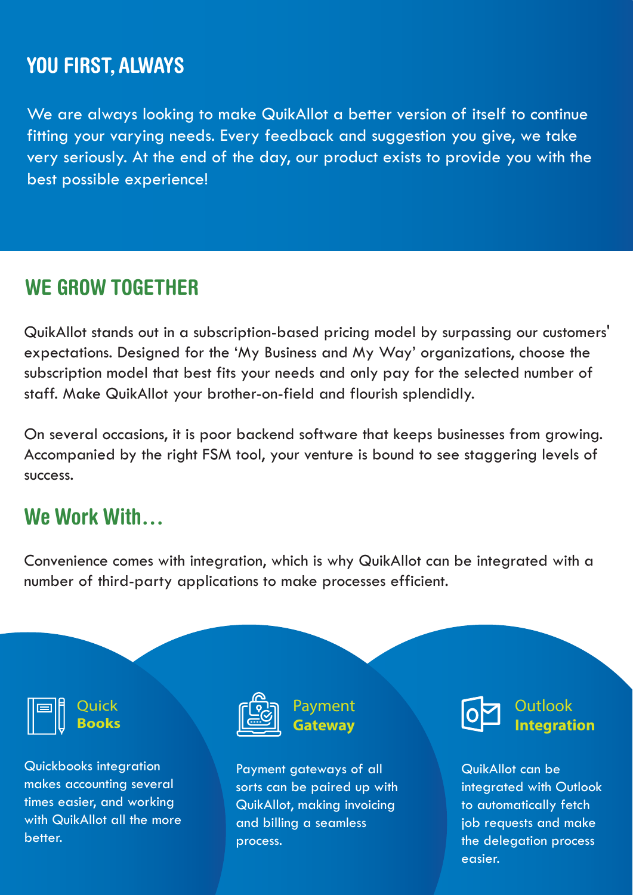## YOU FIRST, ALWAYS

We are always looking to make QuikAllot a better version of itself to continue fitting your varying needs. Every feedback and suggestion you give, we take very seriously. At the end of the day, our product exists to provide you with the best possible experience!

## WE GROW TOGETHER

QuikAllot stands out in a subscription-based pricing model by surpassing our customers' expectations. Designed for the 'My Business and My Way' organizations, choose the subscription model that best fits your needs and only pay for the selected number of staff. Make QuikAllot your brother-on-field and flourish splendidly.

On several occasions, it is poor backend software that keeps businesses from growing. Accompanied by the right FSM tool, your venture is bound to see staggering levels of success.

## We Work With…

Convenience comes with integration, which is why QuikAllot can be integrated with a number of third-party applications to make processes efficient.

### Quick **Books**

Quickbooks integration makes accounting several times easier, and working with QuikAllot all the more better.

### Payment **Gateway**

Payment gateways of all sorts can be paired up with QuikAllot, making invoicing and billing a seamless process.

### Outlook **Integration**

QuikAllot can be integrated with Outlook to automatically fetch job requests and make the delegation process easier.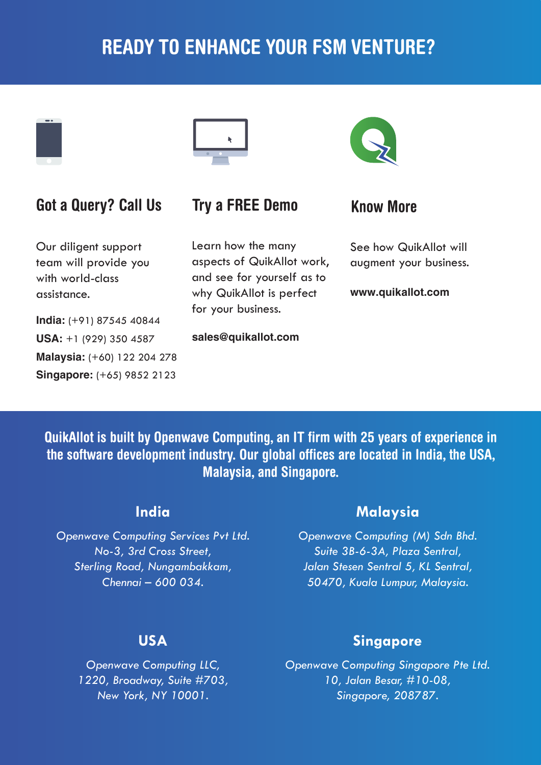# READY TO ENHANCE YOUR FSM VENTURE?

## Got a Query? Call Us

Our diligent support team will provide you with world-class assistance.

**India:** (+91) 87545 40844
**USA:** +1 (929) 350 4587
**Malaysia:** (+60) 122 204 278
**Singapore:** (+65) 9852 2123

## Try a FREE Demo

Learn how the many aspects of QuikAllot work, and see for yourself as to why QuikAllot is perfect for your business.

**sales@quikallot.com**

## Know More

See how QuikAllot will augment your business.

**www.quikallot.com**

**QuikAllot is built by Openwave Computing, an IT firm with 25 years of experience in the software development industry. Our global offices are located in India, the USA, Malaysia, and Singapore.**

### India

*Openwave Computing Services Pvt Ltd.*
*No-3, 3rd Cross Street,*
*Sterling Road, Nungambakkam,*
*Chennai – 600 034.*

### Malaysia

*Openwave Computing (M) Sdn Bhd.*
*Suite 3B-6-3A, Plaza Sentral,*
*Jalan Stesen Sentral 5, KL Sentral,*
*50470, Kuala Lumpur, Malaysia.*

### USA

*Openwave Computing LLC,*
*1220, Broadway, Suite #703,*
*New York, NY 10001.*

### Singapore

*Openwave Computing Singapore Pte Ltd.*
*10, Jalan Besar, #10-08,*
*Singapore, 208787.*